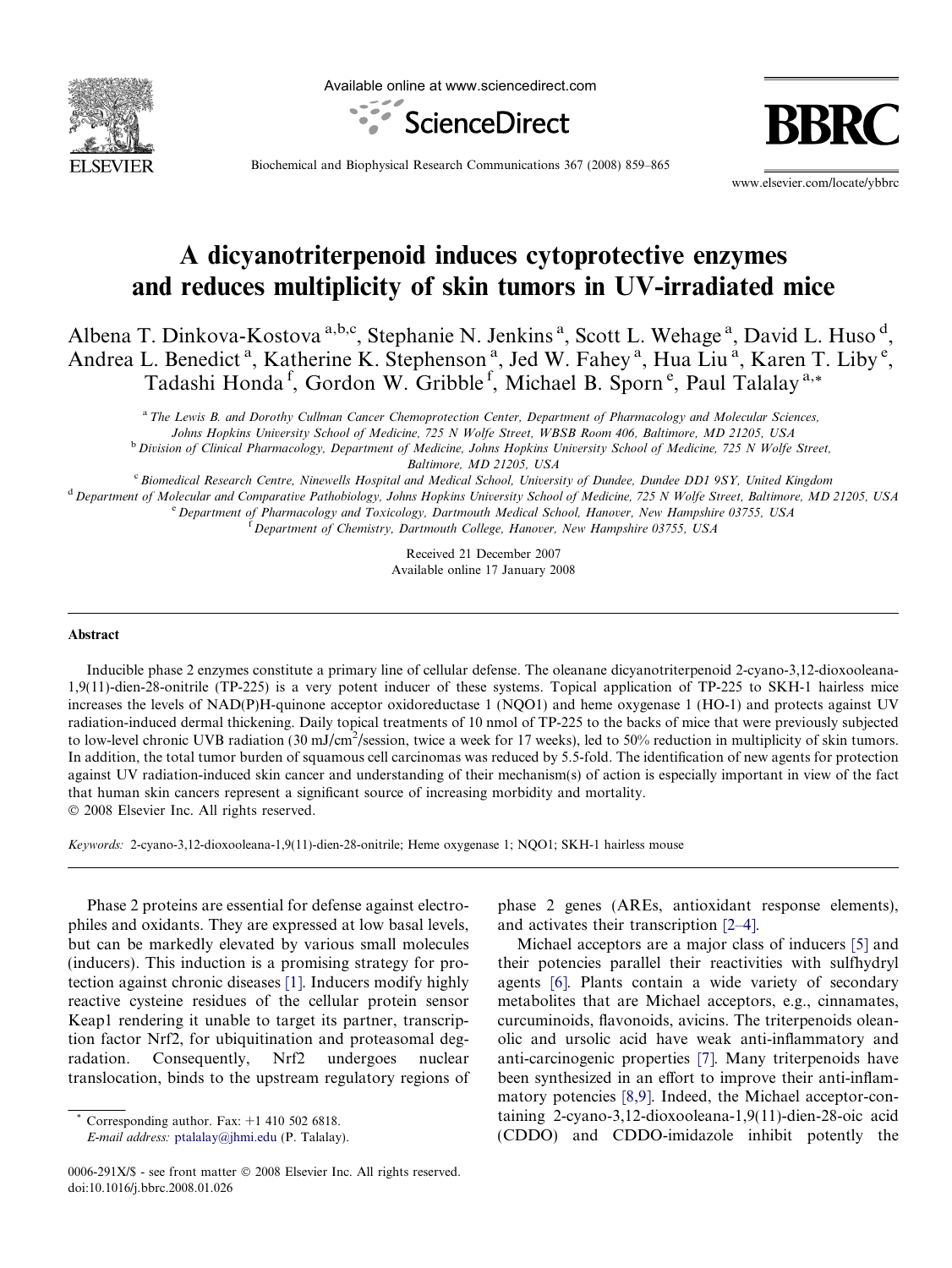# A dicyanotriterpenoid induces cytoprotective enzymes and reduces multiplicity of skin tumors in UV-irradiated mice

Albena T. Dinkova-Kostova [a,b,c], Stephanie N. Jenkins [a], Scott L. Wehage [a], David L. Huso [d], Andrea L. Benedict [a], Katherine K. Stephenson [a], Jed W. Fahey [a], Hua Liu [a], Karen T. Liby [e], Tadashi Honda [f], Gordon W. Gribble [f], Michael B. Sporn [e], Paul Talalay [a,*]

[a] The Lewis B. and Dorothy Cullman Cancer Chemoprotection Center, Department of Pharmacology and Molecular Sciences, Johns Hopkins University School of Medicine, 725 N Wolfe Street, WBSB Room 406, Baltimore, MD 21205, USA

[b] Division of Clinical Pharmacology, Department of Medicine, Johns Hopkins University School of Medicine, 725 N Wolfe Street, Baltimore, MD 21205, USA

[c] Biomedical Research Centre, Ninewells Hospital and Medical School, University of Dundee, Dundee DD1 9SY, United Kingdom

[d] Department of Molecular and Comparative Pathobiology, Johns Hopkins University School of Medicine, 725 N Wolfe Street, Baltimore, MD 21205, USA

[e] Department of Pharmacology and Toxicology, Dartmouth Medical School, Hanover, New Hampshire 03755, USA

[f] Department of Chemistry, Dartmouth College, Hanover, New Hampshire 03755, USA

Received 21 December 2007

Available online 17 January 2008

## Abstract

Inducible phase 2 enzymes constitute a primary line of cellular defense. The oleanane dicyanotriterpenoid 2-cyano-3,12-dioxooleana-1,9(11)-dien-28-onitrile (TP-225) is a very potent inducer of these systems. Topical application of TP-225 to SKH-1 hairless mice increases the levels of NAD(P)H-quinone acceptor oxidoreductase 1 (NQO1) and heme oxygenase 1 (HO-1) and protects against UV radiation-induced dermal thickening. Daily topical treatments of 10 nmol of TP-225 to the backs of mice that were previously subjected to low-level chronic UVB radiation (30 mJ/cm$^2$/session, twice a week for 17 weeks), led to 50% reduction in multiplicity of skin tumors. In addition, the total tumor burden of squamous cell carcinomas was reduced by 5.5-fold. The identification of new agents for protection against UV radiation-induced skin cancer and understanding of their mechanism(s) of action is especially important in view of the fact that human skin cancers represent a significant source of increasing morbidity and mortality.

© 2008 Elsevier Inc. All rights reserved.

*Keywords:* 2-cyano-3,12-dioxooleana-1,9(11)-dien-28-onitrile; Heme oxygenase 1; NQO1; SKH-1 hairless mouse

Phase 2 proteins are essential for defense against electrophiles and oxidants. They are expressed at low basal levels, but can be markedly elevated by various small molecules (inducers). This induction is a promising strategy for protection against chronic diseases [1]. Inducers modify highly reactive cysteine residues of the cellular protein sensor Keap1 rendering it unable to target its partner, transcription factor Nrf2, for ubiquitination and proteasomal degradation. Consequently, Nrf2 undergoes nuclear translocation, binds to the upstream regulatory regions of phase 2 genes (AREs, antioxidant response elements), and activates their transcription [2–4].

Michael acceptors are a major class of inducers [5] and their potencies parallel their reactivities with sulfhydryl agents [6]. Plants contain a wide variety of secondary metabolites that are Michael acceptors, e.g., cinnamates, curcuminoids, flavonoids, avicins. The triterpenoids oleanolic and ursolic acid have weak anti-inflammatory and anti-carcinogenic properties [7]. Many triterpenoids have been synthesized in an effort to improve their anti-inflammatory potencies [8,9]. Indeed, the Michael acceptor-containing 2-cyano-3,12-dioxooleana-1,9(11)-dien-28-oic acid (CDDO) and CDDO-imidazole inhibit potently the

* Corresponding author. Fax: +1 410 502 6818. E-mail address: ptalalay@jhmi.edu (P. Talalay).

0006-291X/$ - see front matter © 2008 Elsevier Inc. All rights reserved.
doi:10.1016/j.bbrc.2008.01.026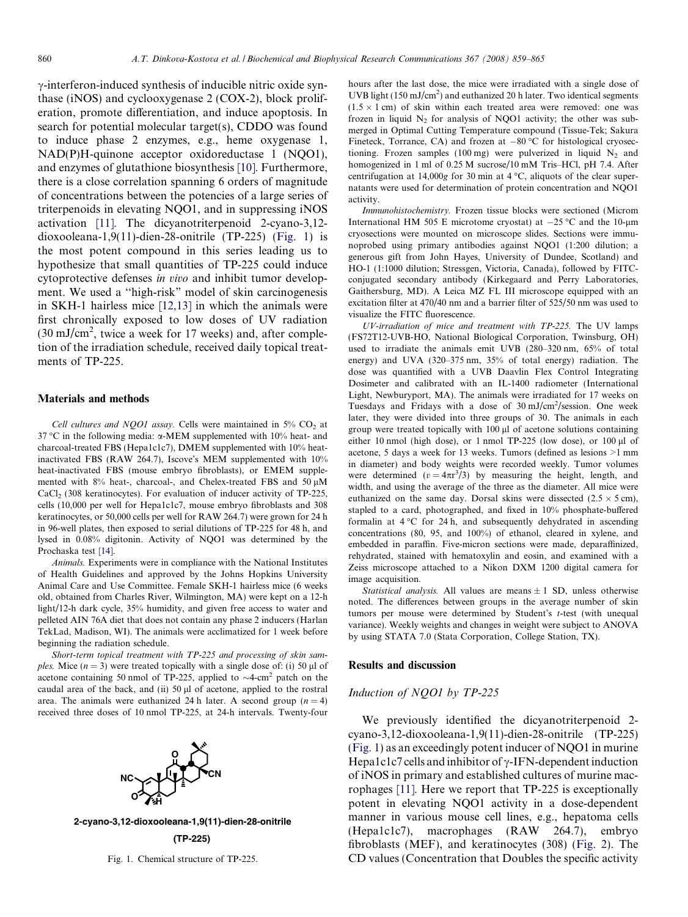γ-interferon-induced synthesis of inducible nitric oxide synthase (iNOS) and cyclooxygenase 2 (COX-2), block proliferation, promote differentiation, and induce apoptosis. In search for potential molecular target(s), CDDO was found to induce phase 2 enzymes, e.g., heme oxygenase 1, NAD(P)H-quinone acceptor oxidoreductase 1 (NQO1), and enzymes of glutathione biosynthesis [10]. Furthermore, there is a close correlation spanning 6 orders of magnitude of concentrations between the potencies of a large series of triterpenoids in elevating NQO1, and in suppressing iNOS activation [11]. The dicyanotriterpenoid 2-cyano-3,12-dioxooleana-1,9(11)-dien-28-onitrile (TP-225) (Fig. 1) is the most potent compound in this series leading us to hypothesize that small quantities of TP-225 could induce cytoprotective defenses *in vivo* and inhibit tumor development. We used a "high-risk" model of skin carcinogenesis in SKH-1 hairless mice [12,13] in which the animals were first chronically exposed to low doses of UV radiation (30 $mJ/cm^2$, twice a week for 17 weeks) and, after completion of the irradiation schedule, received daily topical treatments of TP-225.

## Materials and methods

*Cell cultures and NQO1 assay.* Cells were maintained in 5% $CO_2$ at 37 °C in the following media: α-MEM supplemented with 10% heat- and charcoal-treated FBS (Hepa1c1c7), DMEM supplemented with 10% heat-inactivated FBS (RAW 264.7), Iscove's MEM supplemented with 10% heat-inactivated FBS (mouse embryo fibroblasts), or EMEM supplemented with 8% heat-, charcoal-, and Chelex-treated FBS and 50 μM $CaCl_2$ (308 keratinocytes). For evaluation of inducer activity of TP-225, cells (10,000 per well for Hepa1c1c7, mouse embryo fibroblasts and 308 keratinocytes, or 50,000 cells per well for RAW 264.7) were grown for 24 h in 96-well plates, then exposed to serial dilutions of TP-225 for 48 h, and lysed in 0.08% digitonin. Activity of NQO1 was determined by the Prochaska test [14].

*Animals.* Experiments were in compliance with the National Institutes of Health Guidelines and approved by the Johns Hopkins University Animal Care and Use Committee. Female SKH-1 hairless mice (6 weeks old, obtained from Charles River, Wilmington, MA) were kept on a 12-h light/12-h dark cycle, 35% humidity, and given free access to water and pelleted AIN 76A diet that does not contain any phase 2 inducers (Harlan TekLad, Madison, WI). The animals were acclimatized for 1 week before beginning the radiation schedule.

*Short-term topical treatment with TP-225 and processing of skin samples.* Mice ($n = 3$) were treated topically with a single dose of: (i) 50 μl of acetone containing 50 nmol of TP-225, applied to ~4-$cm^2$ patch on the caudal area of the back, and (ii) 50 μl of acetone, applied to the rostral area. The animals were euthanized 24 h later. A second group ($n = 4$) received three doses of 10 nmol TP-225, at 24-h intervals. Twenty-four hours after the last dose, the mice were irradiated with a single dose of UVB light (150 $mJ/cm^2$) and euthanized 20 h later. Two identical segments (1.5 × 1 cm) of skin within each treated area were removed: one was frozen in liquid $N_2$ for analysis of NQO1 activity; the other was submerged in Optimal Cutting Temperature compound (Tissue-Tek; Sakura Fineteck, Torrance, CA) and frozen at −80 °C for histological cryosectioning. Frozen samples (100 mg) were pulverized in liquid $N_2$ and homogenized in 1 ml of 0.25 M sucrose/10 mM Tris–HCl, pH 7.4. After centrifugation at 14,000*g* for 30 min at 4 °C, aliquots of the clear supernatants were used for determination of protein concentration and NQO1 activity.

*Immunohistochemistry.* Frozen tissue blocks were sectioned (Microm International HM 505 E microtome cryostat) at −25 °C and the 10-μm cryosections were mounted on microscope slides. Sections were immunoprobed using primary antibodies against NQO1 (1:200 dilution; a generous gift from John Hayes, University of Dundee, Scotland) and HO-1 (1:1000 dilution; Stressgen, Victoria, Canada), followed by FITC-conjugated secondary antibody (Kirkegaard and Perry Laboratories, Gaithersburg, MD). A Leica MZ FL III microscope equipped with an excitation filter at 470/40 nm and a barrier filter of 525/50 nm was used to visualize the FITC fluorescence.

*UV-irradiation of mice and treatment with TP-225.* The UV lamps (FS72T12-UVB-HO, National Biological Corporation, Twinsburg, OH) used to irradiate the animals emit UVB (280–320 nm, 65% of total energy) and UVA (320–375 nm, 35% of total energy) radiation. The dose was quantified with a UVB Daavlin Flex Control Integrating Dosimeter and calibrated with an IL-1400 radiometer (International Light, Newburyport, MA). The animals were irradiated for 17 weeks on Tuesdays and Fridays with a dose of 30 $mJ/cm^2$/session. One week later, they were divided into three groups of 30. The animals in each group were treated topically with 100 μl of acetone solutions containing either 10 nmol (high dose), or 1 nmol TP-225 (low dose), or 100 μl of acetone, 5 days a week for 13 weeks. Tumors (defined as lesions >1 mm in diameter) and body weights were recorded weekly. Tumor volumes were determined ($v = 4\pi r^3/3$) by measuring the height, length, and width, and using the average of the three as the diameter. All mice were euthanized on the same day. Dorsal skins were dissected (2.5 × 5 cm), stapled to a card, photographed, and fixed in 10% phosphate-buffered formalin at 4 °C for 24 h, and subsequently dehydrated in ascending concentrations (80, 95, and 100%) of ethanol, cleared in xylene, and embedded in paraffin. Five-micron sections were made, deparaffinized, rehydrated, stained with hematoxylin and eosin, and examined with a Zeiss microscope attached to a Nikon DXM 1200 digital camera for image acquisition.

*Statistical analysis.* All values are means ± 1 SD, unless otherwise noted. The differences between groups in the average number of skin tumors per mouse were determined by Student's *t*-test (with unequal variance). Weekly weights and changes in weight were subject to ANOVA by using STATA 7.0 (Stata Corporation, College Station, TX).

**2-cyano-3,12-dioxooleana-1,9(11)-dien-28-onitrile (TP-225)**

Fig. 1. Chemical structure of TP-225.

## Results and discussion

### *Induction of NQO1 by TP-225*

We previously identified the dicyanotriterpenoid 2-cyano-3,12-dioxooleana-1,9(11)-dien-28-onitrile (TP-225) (Fig. 1) as an exceedingly potent inducer of NQO1 in murine Hepa1c1c7 cells and inhibitor of γ-IFN-dependent induction of iNOS in primary and established cultures of murine macrophages [11]. Here we report that TP-225 is exceptionally potent in elevating NQO1 activity in a dose-dependent manner in various mouse cell lines, e.g., hepatoma cells (Hepa1c1c7), macrophages (RAW 264.7), embryo fibroblasts (MEF), and keratinocytes (308) (Fig. 2). The CD values (Concentration that Doubles the specific activity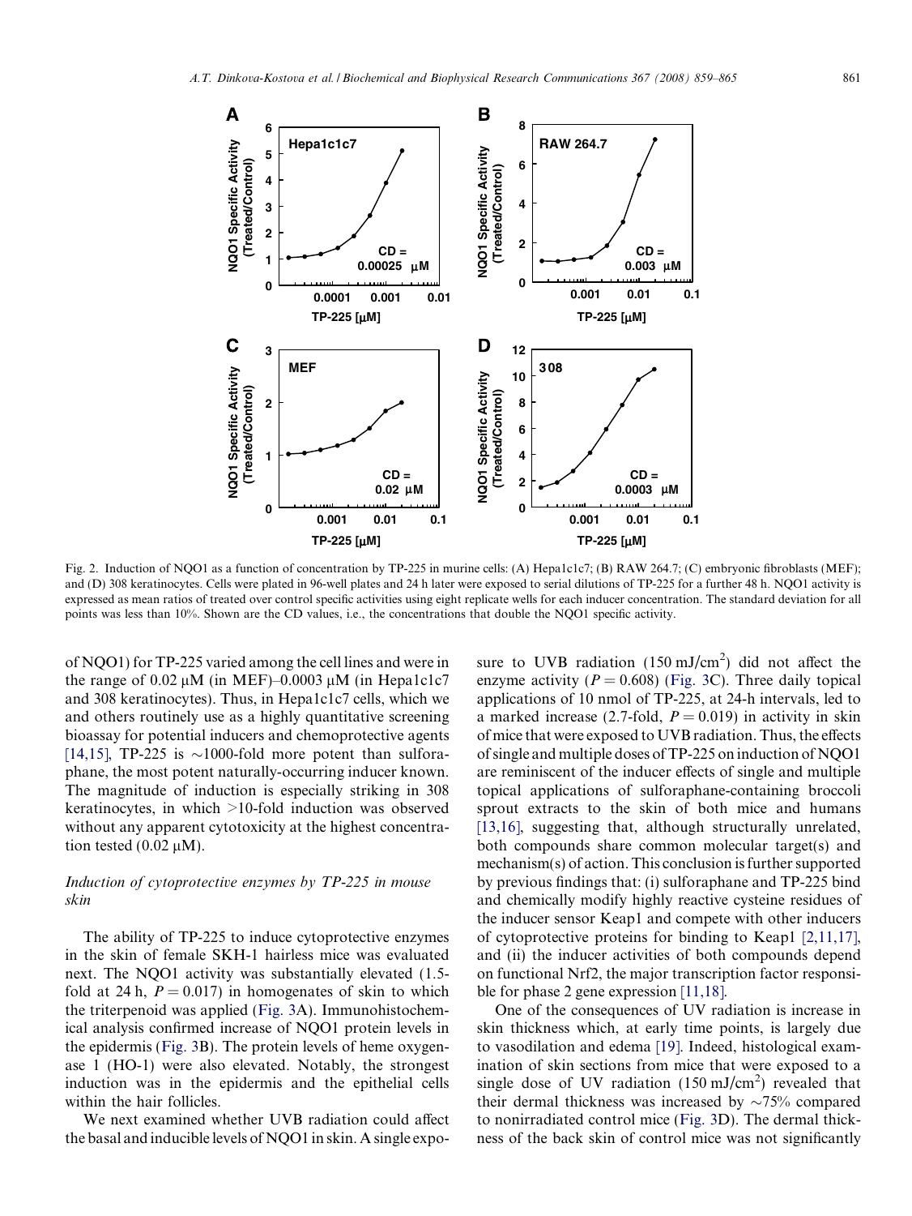Fig. 2. Induction of NQO1 as a function of concentration by TP-225 in murine cells: (A) Hepa1c1c7; (B) RAW 264.7; (C) embryonic fibroblasts (MEF); and (D) 308 keratinocytes. Cells were plated in 96-well plates and 24 h later were exposed to serial dilutions of TP-225 for a further 48 h. NQO1 activity is expressed as mean ratios of treated over control specific activities using eight replicate wells for each inducer concentration. The standard deviation for all points was less than 10%. Shown are the CD values, i.e., the concentrations that double the NQO1 specific activity.

of NQO1) for TP-225 varied among the cell lines and were in the range of 0.02 μM (in MEF)–0.0003 μM (in Hepa1c1c7 and 308 keratinocytes). Thus, in Hepa1c1c7 cells, which we and others routinely use as a highly quantitative screening bioassay for potential inducers and chemoprotective agents [14,15], TP-225 is ~1000-fold more potent than sulforaphane, the most potent naturally-occurring inducer known. The magnitude of induction is especially striking in 308 keratinocytes, in which >10-fold induction was observed without any apparent cytotoxicity at the highest concentration tested (0.02 μM).

### Induction of cytoprotective enzymes by TP-225 in mouse skin

The ability of TP-225 to induce cytoprotective enzymes in the skin of female SKH-1 hairless mice was evaluated next. The NQO1 activity was substantially elevated (1.5-fold at 24 h, $P = 0.017$) in homogenates of skin to which the triterpenoid was applied (Fig. 3A). Immunohistochemical analysis confirmed increase of NQO1 protein levels in the epidermis (Fig. 3B). The protein levels of heme oxygenase 1 (HO-1) were also elevated. Notably, the strongest induction was in the epidermis and the epithelial cells within the hair follicles.

We next examined whether UVB radiation could affect the basal and inducible levels of NQO1 in skin. A single exposure to UVB radiation ($150\ \text{mJ/cm}^2$) did not affect the enzyme activity ($P = 0.608$) (Fig. 3C). Three daily topical applications of 10 nmol of TP-225, at 24-h intervals, led to a marked increase (2.7-fold, $P = 0.019$) in activity in skin of mice that were exposed to UVB radiation. Thus, the effects of single and multiple doses of TP-225 on induction of NQO1 are reminiscent of the inducer effects of single and multiple topical applications of sulforaphane-containing broccoli sprout extracts to the skin of both mice and humans [13,16], suggesting that, although structurally unrelated, both compounds share common molecular target(s) and mechanism(s) of action. This conclusion is further supported by previous findings that: (i) sulforaphane and TP-225 bind and chemically modify highly reactive cysteine residues of the inducer sensor Keap1 and compete with other inducers of cytoprotective proteins for binding to Keap1 [2,11,17], and (ii) the inducer activities of both compounds depend on functional Nrf2, the major transcription factor responsible for phase 2 gene expression [11,18].

One of the consequences of UV radiation is increase in skin thickness which, at early time points, is largely due to vasodilation and edema [19]. Indeed, histological examination of skin sections from mice that were exposed to a single dose of UV radiation ($150\ \text{mJ/cm}^2$) revealed that their dermal thickness was increased by ~75% compared to nonirradiated control mice (Fig. 3D). The dermal thickness of the back skin of control mice was not significantly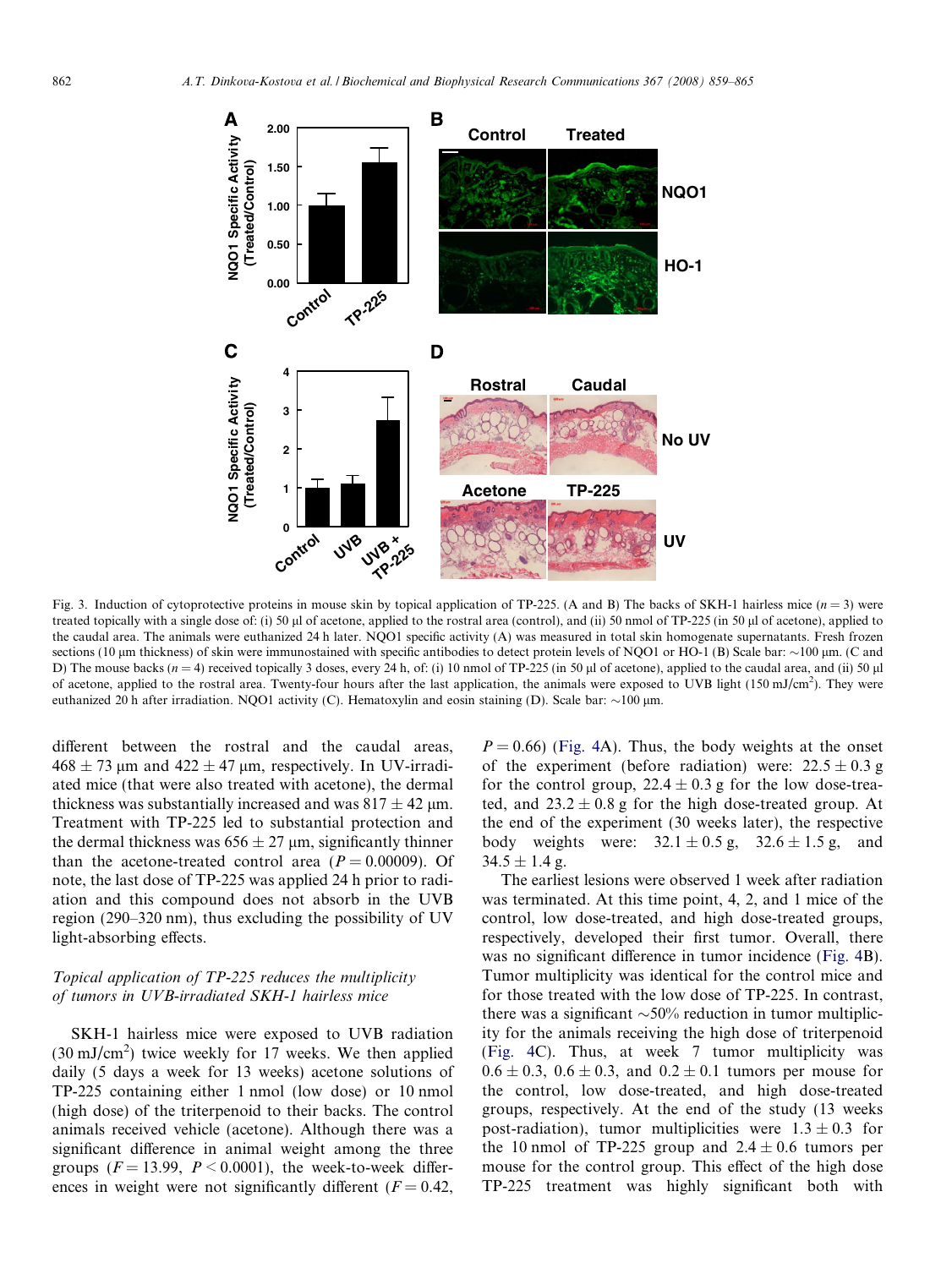Fig. 3. Induction of cytoprotective proteins in mouse skin by topical application of TP-225. (A and B) The backs of SKH-1 hairless mice ($n = 3$) were treated topically with a single dose of: (i) 50 μl of acetone, applied to the rostral area (control), and (ii) 50 nmol of TP-225 (in 50 μl of acetone), applied to the caudal area. The animals were euthanized 24 h later. NQO1 specific activity (A) was measured in total skin homogenate supernatants. Fresh frozen sections (10 μm thickness) of skin were immunostained with specific antibodies to detect protein levels of NQO1 or HO-1 (B) Scale bar: ~100 μm. (C and D) The mouse backs ($n = 4$) received topically 3 doses, every 24 h, of: (i) 10 nmol of TP-225 (in 50 μl of acetone), applied to the caudal area, and (ii) 50 μl of acetone, applied to the rostral area. Twenty-four hours after the last application, the animals were exposed to UVB light (150 mJ/cm$^2$). They were euthanized 20 h after irradiation. NQO1 activity (C). Hematoxylin and eosin staining (D). Scale bar: ~100 μm.

different between the rostral and the caudal areas, 468 ± 73 μm and 422 ± 47 μm, respectively. In UV-irradiated mice (that were also treated with acetone), the dermal thickness was substantially increased and was 817 ± 42 μm. Treatment with TP-225 led to substantial protection and the dermal thickness was 656 ± 27 μm, significantly thinner than the acetone-treated control area ($P = 0.00009$). Of note, the last dose of TP-225 was applied 24 h prior to radiation and this compound does not absorb in the UVB region (290–320 nm), thus excluding the possibility of UV light-absorbing effects.

### *Topical application of TP-225 reduces the multiplicity of tumors in UVB-irradiated SKH-1 hairless mice*

SKH-1 hairless mice were exposed to UVB radiation (30 mJ/cm$^2$) twice weekly for 17 weeks. We then applied daily (5 days a week for 13 weeks) acetone solutions of TP-225 containing either 1 nmol (low dose) or 10 nmol (high dose) of the triterpenoid to their backs. The control animals received vehicle (acetone). Although there was a significant difference in animal weight among the three groups ($F = 13.99$, $P < 0.0001$), the week-to-week differences in weight were not significantly different ($F = 0.42$, $P = 0.66$) (Fig. 4A). Thus, the body weights at the onset of the experiment (before radiation) were: 22.5 ± 0.3 g for the control group, 22.4 ± 0.3 g for the low dose-treated, and 23.2 ± 0.8 g for the high dose-treated group. At the end of the experiment (30 weeks later), the respective body weights were: 32.1 ± 0.5 g, 32.6 ± 1.5 g, and 34.5 ± 1.4 g.

The earliest lesions were observed 1 week after radiation was terminated. At this time point, 4, 2, and 1 mice of the control, low dose-treated, and high dose-treated groups, respectively, developed their first tumor. Overall, there was no significant difference in tumor incidence (Fig. 4B). Tumor multiplicity was identical for the control mice and for those treated with the low dose of TP-225. In contrast, there was a significant ~50% reduction in tumor multiplicity for the animals receiving the high dose of triterpenoid (Fig. 4C). Thus, at week 7 tumor multiplicity was 0.6 ± 0.3, 0.6 ± 0.3, and 0.2 ± 0.1 tumors per mouse for the control, low dose-treated, and high dose-treated groups, respectively. At the end of the study (13 weeks post-radiation), tumor multiplicities were 1.3 ± 0.3 for the 10 nmol of TP-225 group and 2.4 ± 0.6 tumors per mouse for the control group. This effect of the high dose TP-225 treatment was highly significant both with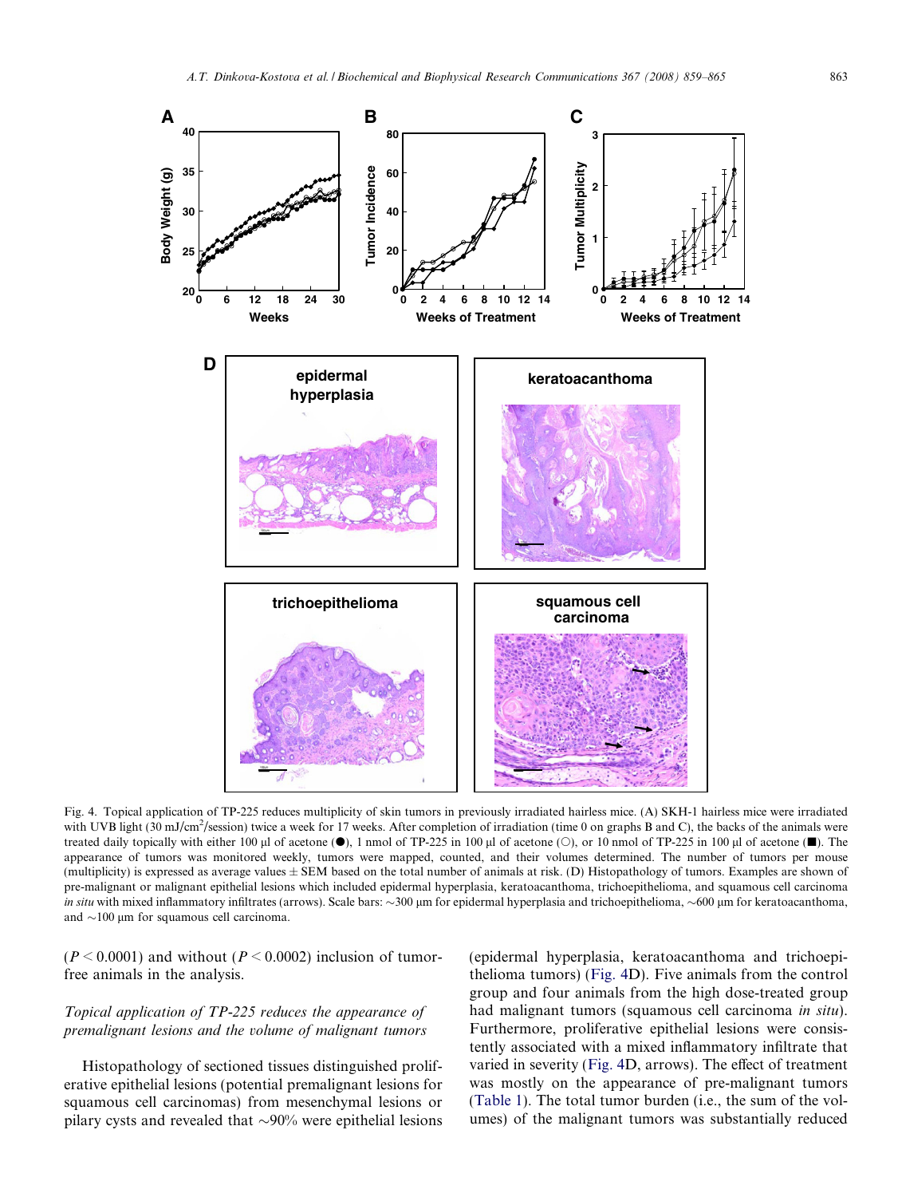Fig. 4. Topical application of TP-225 reduces multiplicity of skin tumors in previously irradiated hairless mice. (A) SKH-1 hairless mice were irradiated with UVB light (30 mJ/cm$^2$/session) twice a week for 17 weeks. After completion of irradiation (time 0 on graphs B and C), the backs of the animals were treated daily topically with either 100 μl of acetone (●), 1 nmol of TP-225 in 100 μl of acetone (○), or 10 nmol of TP-225 in 100 μl of acetone (■). The appearance of tumors was monitored weekly, tumors were mapped, counted, and their volumes determined. The number of tumors per mouse (multiplicity) is expressed as average values ± SEM based on the total number of animals at risk. (D) Histopathology of tumors. Examples are shown of pre-malignant or malignant epithelial lesions which included epidermal hyperplasia, keratoacanthoma, trichoepithelioma, and squamous cell carcinoma *in situ* with mixed inflammatory infiltrates (arrows). Scale bars: ~300 μm for epidermal hyperplasia and trichoepithelioma, ~600 μm for keratoacanthoma, and ~100 μm for squamous cell carcinoma.

($P < 0.0001$) and without ($P < 0.0002$) inclusion of tumor-free animals in the analysis.

*Topical application of TP-225 reduces the appearance of premalignant lesions and the volume of malignant tumors*

Histopathology of sectioned tissues distinguished proliferative epithelial lesions (potential premalignant lesions for squamous cell carcinomas) from mesenchymal lesions or pilary cysts and revealed that ~90% were epithelial lesions (epidermal hyperplasia, keratoacanthoma and trichoepithelioma tumors) (Fig. 4D). Five animals from the control group and four animals from the high dose-treated group had malignant tumors (squamous cell carcinoma *in situ*). Furthermore, proliferative epithelial lesions were consistently associated with a mixed inflammatory infiltrate that varied in severity (Fig. 4D, arrows). The effect of treatment was mostly on the appearance of pre-malignant tumors (Table 1). The total tumor burden (i.e., the sum of the volumes) of the malignant tumors was substantially reduced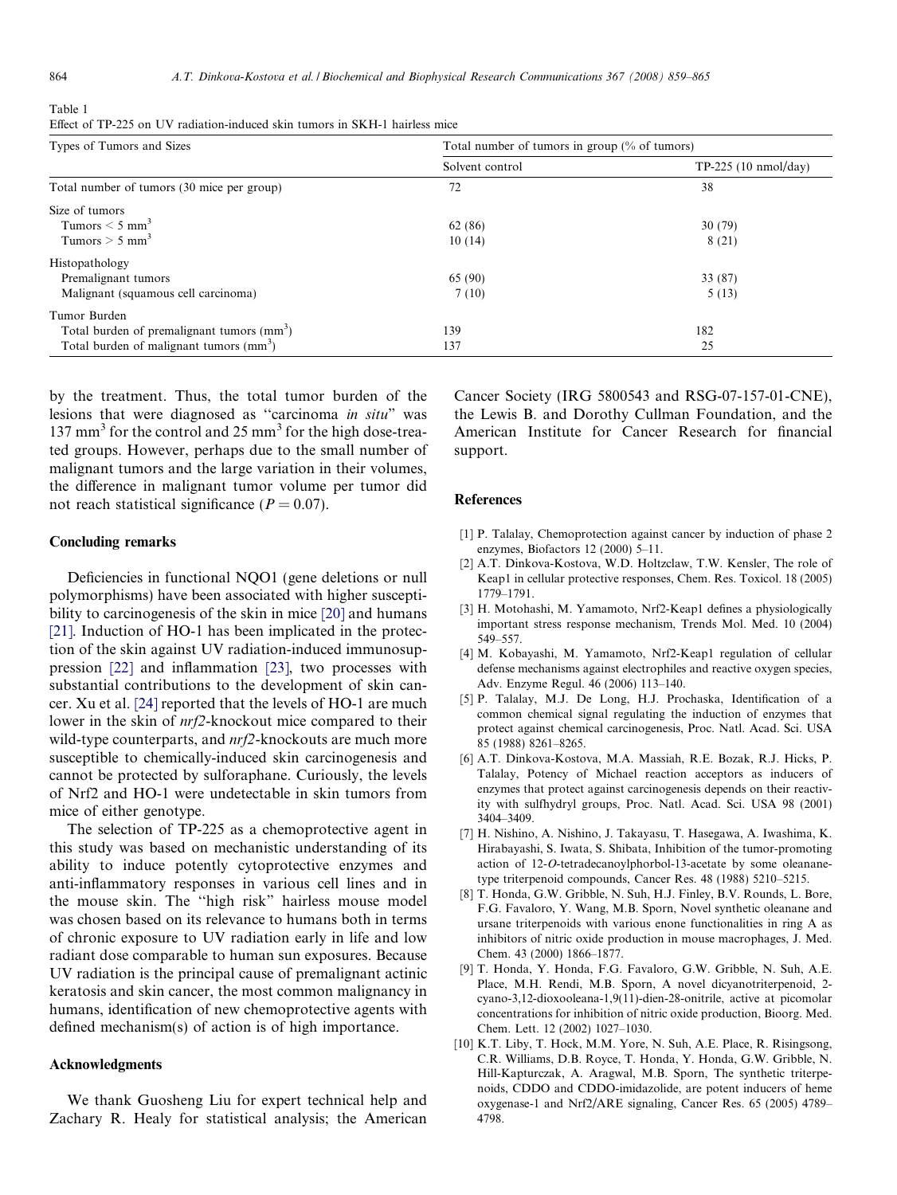Table 1
Effect of TP-225 on UV radiation-induced skin tumors in SKH-1 hairless mice

| Types of Tumors and Sizes | Total number of tumors in group (% of tumors) | |
|---|---|---|
| | Solvent control | TP-225 (10 nmol/day) |
| Total number of tumors (30 mice per group) | 72 | 38 |
| Size of tumors | | |
| Tumors < 5 $mm^3$ | 62 (86) | 30 (79) |
| Tumors > 5 $mm^3$ | 10 (14) | 8 (21) |
| Histopathology | | |
| Premalignant tumors | 65 (90) | 33 (87) |
| Malignant (squamous cell carcinoma) | 7 (10) | 5 (13) |
| Tumor Burden | | |
| Total burden of premalignant tumors ($mm^3$) | 139 | 182 |
| Total burden of malignant tumors ($mm^3$) | 137 | 25 |

by the treatment. Thus, the total tumor burden of the lesions that were diagnosed as "carcinoma *in situ*" was 137 $mm^3$ for the control and 25 $mm^3$ for the high dose-treated groups. However, perhaps due to the small number of malignant tumors and the large variation in their volumes, the difference in malignant tumor volume per tumor did not reach statistical significance ($P = 0.07$).

## Concluding remarks

Deficiencies in functional NQO1 (gene deletions or null polymorphisms) have been associated with higher susceptibility to carcinogenesis of the skin in mice [20] and humans [21]. Induction of HO-1 has been implicated in the protection of the skin against UV radiation-induced immunosuppression [22] and inflammation [23], two processes with substantial contributions to the development of skin cancer. Xu et al. [24] reported that the levels of HO-1 are much lower in the skin of *nrf2*-knockout mice compared to their wild-type counterparts, and *nrf2*-knockouts are much more susceptible to chemically-induced skin carcinogenesis and cannot be protected by sulforaphane. Curiously, the levels of Nrf2 and HO-1 were undetectable in skin tumors from mice of either genotype.

The selection of TP-225 as a chemoprotective agent in this study was based on mechanistic understanding of its ability to induce potently cytoprotective enzymes and anti-inflammatory responses in various cell lines and in the mouse skin. The "high risk" hairless mouse model was chosen based on its relevance to humans both in terms of chronic exposure to UV radiation early in life and low radiant dose comparable to human sun exposures. Because UV radiation is the principal cause of premalignant actinic keratosis and skin cancer, the most common malignancy in humans, identification of new chemoprotective agents with defined mechanism(s) of action is of high importance.

## Acknowledgments

We thank Guosheng Liu for expert technical help and Zachary R. Healy for statistical analysis; the American Cancer Society (IRG 5800543 and RSG-07-157-01-CNE), the Lewis B. and Dorothy Cullman Foundation, and the American Institute for Cancer Research for financial support.

## References

[1] P. Talalay, Chemoprotection against cancer by induction of phase 2 enzymes, Biofactors 12 (2000) 5–11.

[2] A.T. Dinkova-Kostova, W.D. Holtzclaw, T.W. Kensler, The role of Keap1 in cellular protective responses, Chem. Res. Toxicol. 18 (2005) 1779–1791.

[3] H. Motohashi, M. Yamamoto, Nrf2-Keap1 defines a physiologically important stress response mechanism, Trends Mol. Med. 10 (2004) 549–557.

[4] M. Kobayashi, M. Yamamoto, Nrf2-Keap1 regulation of cellular defense mechanisms against electrophiles and reactive oxygen species, Adv. Enzyme Regul. 46 (2006) 113–140.

[5] P. Talalay, M.J. De Long, H.J. Prochaska, Identification of a common chemical signal regulating the induction of enzymes that protect against chemical carcinogenesis, Proc. Natl. Acad. Sci. USA 85 (1988) 8261–8265.

[6] A.T. Dinkova-Kostova, M.A. Massiah, R.E. Bozak, R.J. Hicks, P. Talalay, Potency of Michael reaction acceptors as inducers of enzymes that protect against carcinogenesis depends on their reactivity with sulfhydryl groups, Proc. Natl. Acad. Sci. USA 98 (2001) 3404–3409.

[7] H. Nishino, A. Nishino, J. Takayasu, T. Hasegawa, A. Iwashima, K. Hirabayashi, S. Iwata, S. Shibata, Inhibition of the tumor-promoting action of 12-*O*-tetradecanoylphorbol-13-acetate by some oleanane-type triterpenoid compounds, Cancer Res. 48 (1988) 5210–5215.

[8] T. Honda, G.W. Gribble, N. Suh, H.J. Finley, B.V. Rounds, L. Bore, F.G. Favaloro, Y. Wang, M.B. Sporn, Novel synthetic oleanane and ursane triterpenoids with various enone functionalities in ring A as inhibitors of nitric oxide production in mouse macrophages, J. Med. Chem. 43 (2000) 1866–1877.

[9] T. Honda, Y. Honda, F.G. Favaloro, G.W. Gribble, N. Suh, A.E. Place, M.H. Rendi, M.B. Sporn, A novel dicyanotriterpenoid, 2-cyano-3,12-dioxooleana-1,9(11)-dien-28-onitrile, active at picomolar concentrations for inhibition of nitric oxide production, Bioorg. Med. Chem. Lett. 12 (2002) 1027–1030.

[10] K.T. Liby, T. Hock, M.M. Yore, N. Suh, A.E. Place, R. Risingsong, C.R. Williams, D.B. Royce, T. Honda, Y. Honda, G.W. Gribble, N. Hill-Kapturczak, A. Aragwal, M.B. Sporn, The synthetic triterpenoids, CDDO and CDDO-imidazolide, are potent inducers of heme oxygenase-1 and Nrf2/ARE signaling, Cancer Res. 65 (2005) 4789–4798.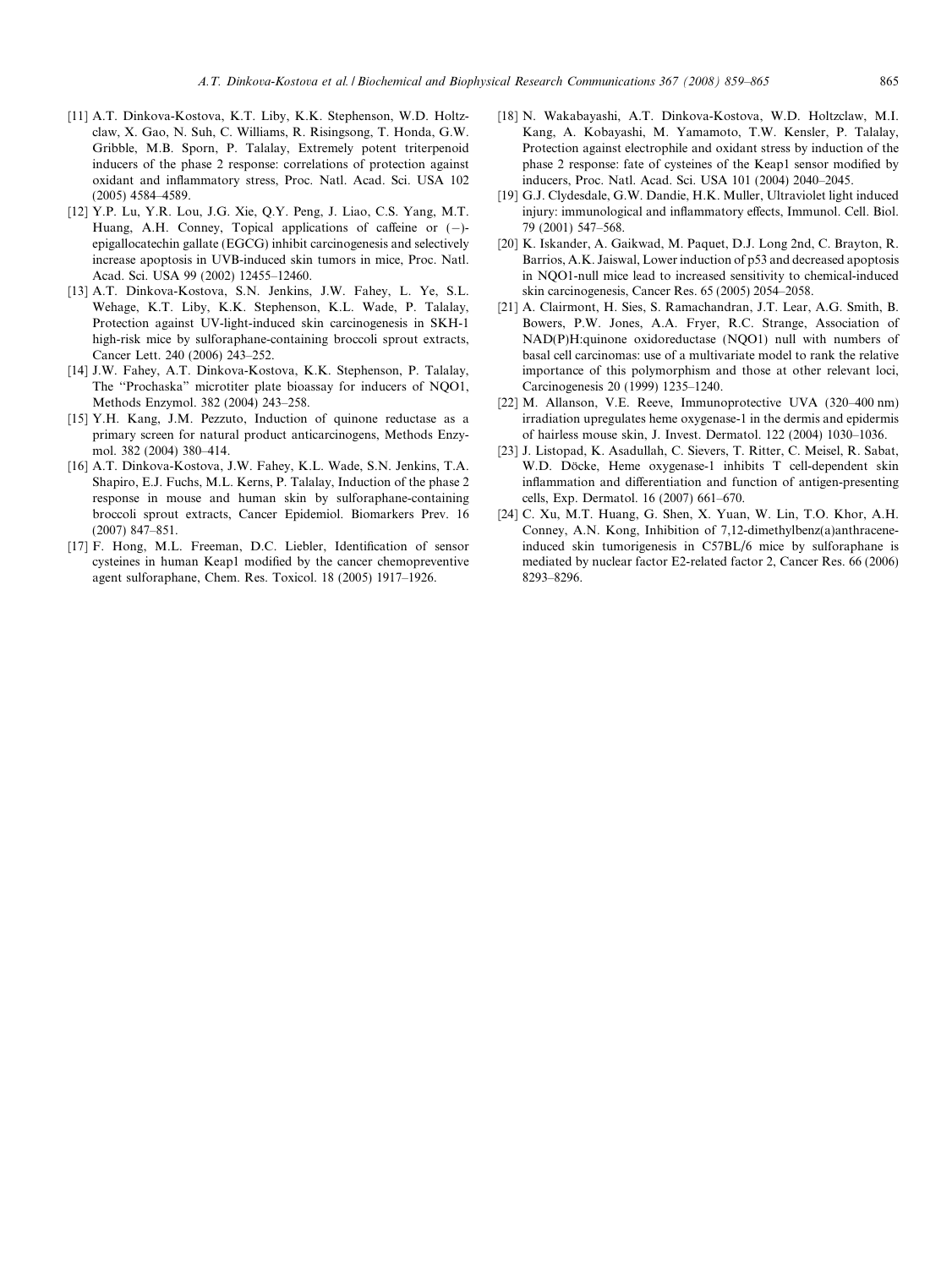[11] A.T. Dinkova-Kostova, K.T. Liby, K.K. Stephenson, W.D. Holtzclaw, X. Gao, N. Suh, C. Williams, R. Risingsong, T. Honda, G.W. Gribble, M.B. Sporn, P. Talalay, Extremely potent triterpenoid inducers of the phase 2 response: correlations of protection against oxidant and inflammatory stress, Proc. Natl. Acad. Sci. USA 102 (2005) 4584–4589.

[12] Y.P. Lu, Y.R. Lou, J.G. Xie, Q.Y. Peng, J. Liao, C.S. Yang, M.T. Huang, A.H. Conney, Topical applications of caffeine or (−)-epigallocatechin gallate (EGCG) inhibit carcinogenesis and selectively increase apoptosis in UVB-induced skin tumors in mice, Proc. Natl. Acad. Sci. USA 99 (2002) 12455–12460.

[13] A.T. Dinkova-Kostova, S.N. Jenkins, J.W. Fahey, L. Ye, S.L. Wehage, K.T. Liby, K.K. Stephenson, K.L. Wade, P. Talalay, Protection against UV-light-induced skin carcinogenesis in SKH-1 high-risk mice by sulforaphane-containing broccoli sprout extracts, Cancer Lett. 240 (2006) 243–252.

[14] J.W. Fahey, A.T. Dinkova-Kostova, K.K. Stephenson, P. Talalay, The "Prochaska" microtiter plate bioassay for inducers of NQO1, Methods Enzymol. 382 (2004) 243–258.

[15] Y.H. Kang, J.M. Pezzuto, Induction of quinone reductase as a primary screen for natural product anticarcinogens, Methods Enzymol. 382 (2004) 380–414.

[16] A.T. Dinkova-Kostova, J.W. Fahey, K.L. Wade, S.N. Jenkins, T.A. Shapiro, E.J. Fuchs, M.L. Kerns, P. Talalay, Induction of the phase 2 response in mouse and human skin by sulforaphane-containing broccoli sprout extracts, Cancer Epidemiol. Biomarkers Prev. 16 (2007) 847–851.

[17] F. Hong, M.L. Freeman, D.C. Liebler, Identification of sensor cysteines in human Keap1 modified by the cancer chemopreventive agent sulforaphane, Chem. Res. Toxicol. 18 (2005) 1917–1926.

[18] N. Wakabayashi, A.T. Dinkova-Kostova, W.D. Holtzclaw, M.I. Kang, A. Kobayashi, M. Yamamoto, T.W. Kensler, P. Talalay, Protection against electrophile and oxidant stress by induction of the phase 2 response: fate of cysteines of the Keap1 sensor modified by inducers, Proc. Natl. Acad. Sci. USA 101 (2004) 2040–2045.

[19] G.J. Clydesdale, G.W. Dandie, H.K. Muller, Ultraviolet light induced injury: immunological and inflammatory effects, Immunol. Cell. Biol. 79 (2001) 547–568.

[20] K. Iskander, A. Gaikwad, M. Paquet, D.J. Long 2nd, C. Brayton, R. Barrios, A.K. Jaiswal, Lower induction of p53 and decreased apoptosis in NQO1-null mice lead to increased sensitivity to chemical-induced skin carcinogenesis, Cancer Res. 65 (2005) 2054–2058.

[21] A. Clairmont, H. Sies, S. Ramachandran, J.T. Lear, A.G. Smith, B. Bowers, P.W. Jones, A.A. Fryer, R.C. Strange, Association of NAD(P)H:quinone oxidoreductase (NQO1) null with numbers of basal cell carcinomas: use of a multivariate model to rank the relative importance of this polymorphism and those at other relevant loci, Carcinogenesis 20 (1999) 1235–1240.

[22] M. Allanson, V.E. Reeve, Immunoprotective UVA (320–400 nm) irradiation upregulates heme oxygenase-1 in the dermis and epidermis of hairless mouse skin, J. Invest. Dermatol. 122 (2004) 1030–1036.

[23] J. Listopad, K. Asadullah, C. Sievers, T. Ritter, C. Meisel, R. Sabat, W.D. Döcke, Heme oxygenase-1 inhibits T cell-dependent skin inflammation and differentiation and function of antigen-presenting cells, Exp. Dermatol. 16 (2007) 661–670.

[24] C. Xu, M.T. Huang, G. Shen, X. Yuan, W. Lin, T.O. Khor, A.H. Conney, A.N. Kong, Inhibition of 7,12-dimethylbenz(a)anthracene-induced skin tumorigenesis in C57BL/6 mice by sulforaphane is mediated by nuclear factor E2-related factor 2, Cancer Res. 66 (2006) 8293–8296.